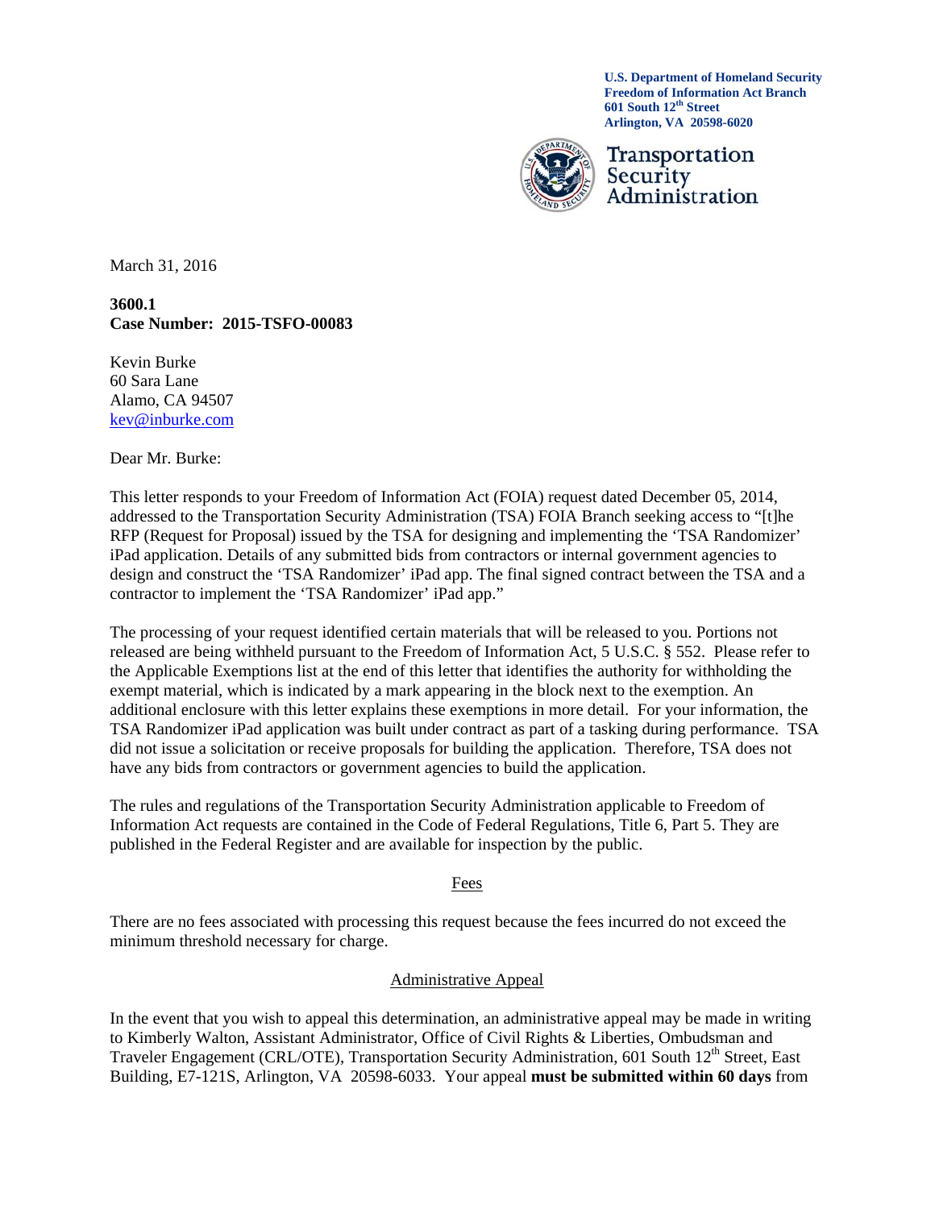**U.S. Department of Homeland Security**
**Freedom of Information Act Branch**
**601 South 12th Street**
**Arlington, VA 20598-6020**

Transportation Security Administration

March 31, 2016

**3600.1**
**Case Number: 2015-TSFO-00083**

Kevin Burke
60 Sara Lane
Alamo, CA 94507
kev@inburke.com

Dear Mr. Burke:

This letter responds to your Freedom of Information Act (FOIA) request dated December 05, 2014, addressed to the Transportation Security Administration (TSA) FOIA Branch seeking access to "[t]he RFP (Request for Proposal) issued by the TSA for designing and implementing the 'TSA Randomizer' iPad application. Details of any submitted bids from contractors or internal government agencies to design and construct the 'TSA Randomizer' iPad app. The final signed contract between the TSA and a contractor to implement the 'TSA Randomizer' iPad app."

The processing of your request identified certain materials that will be released to you. Portions not released are being withheld pursuant to the Freedom of Information Act, 5 U.S.C. § 552. Please refer to the Applicable Exemptions list at the end of this letter that identifies the authority for withholding the exempt material, which is indicated by a mark appearing in the block next to the exemption. An additional enclosure with this letter explains these exemptions in more detail. For your information, the TSA Randomizer iPad application was built under contract as part of a tasking during performance. TSA did not issue a solicitation or receive proposals for building the application. Therefore, TSA does not have any bids from contractors or government agencies to build the application.

The rules and regulations of the Transportation Security Administration applicable to Freedom of Information Act requests are contained in the Code of Federal Regulations, Title 6, Part 5. They are published in the Federal Register and are available for inspection by the public.

## Fees

There are no fees associated with processing this request because the fees incurred do not exceed the minimum threshold necessary for charge.

## Administrative Appeal

In the event that you wish to appeal this determination, an administrative appeal may be made in writing to Kimberly Walton, Assistant Administrator, Office of Civil Rights & Liberties, Ombudsman and Traveler Engagement (CRL/OTE), Transportation Security Administration, 601 South 12th Street, East Building, E7-121S, Arlington, VA 20598-6033. Your appeal **must be submitted within 60 days** from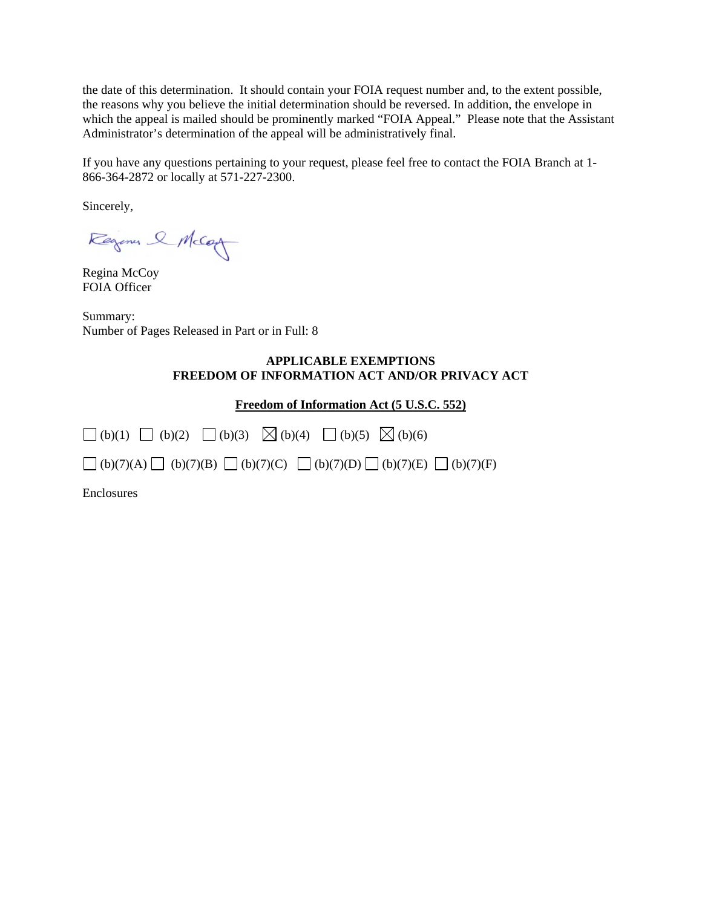the date of this determination. It should contain your FOIA request number and, to the extent possible, the reasons why you believe the initial determination should be reversed. In addition, the envelope in which the appeal is mailed should be prominently marked "FOIA Appeal." Please note that the Assistant Administrator's determination of the appeal will be administratively final.

If you have any questions pertaining to your request, please feel free to contact the FOIA Branch at 1-866-364-2872 or locally at 571-227-2300.

Sincerely,

Regina McCoy
FOIA Officer

Summary:
Number of Pages Released in Part or in Full: 8

**APPLICABLE EXEMPTIONS**
**FREEDOM OF INFORMATION ACT AND/OR PRIVACY ACT**

**Freedom of Information Act (5 U.S.C. 552)**

☐ (b)(1) ☐ (b)(2) ☐ (b)(3) ☒ (b)(4) ☐ (b)(5) ☒ (b)(6)

☐ (b)(7)(A) ☐ (b)(7)(B) ☐ (b)(7)(C) ☐ (b)(7)(D) ☐ (b)(7)(E) ☐ (b)(7)(F)

Enclosures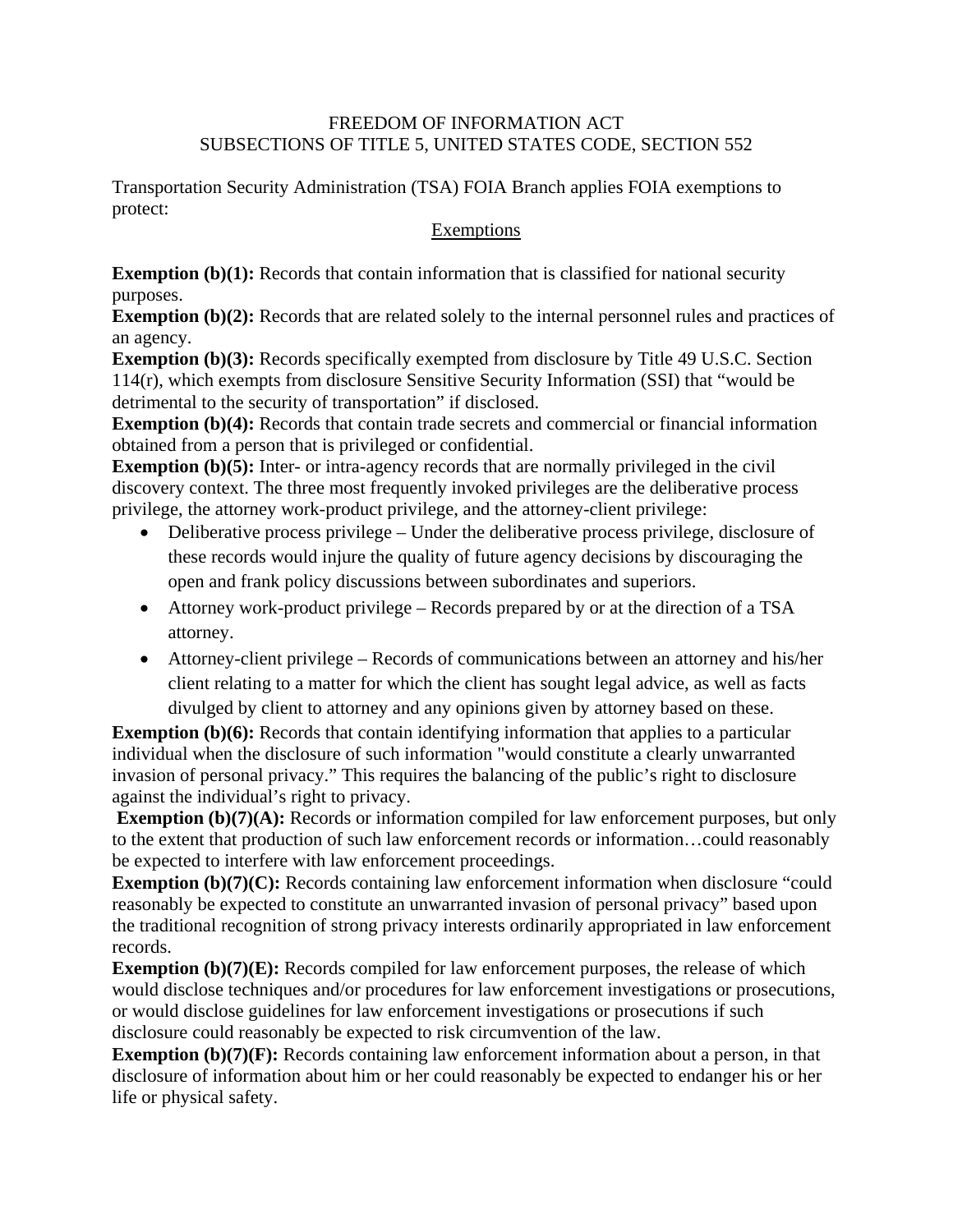FREEDOM OF INFORMATION ACT
SUBSECTIONS OF TITLE 5, UNITED STATES CODE, SECTION 552

Transportation Security Administration (TSA) FOIA Branch applies FOIA exemptions to protect:

Exemptions

**Exemption (b)(1):** Records that contain information that is classified for national security purposes.
**Exemption (b)(2):** Records that are related solely to the internal personnel rules and practices of an agency.
**Exemption (b)(3):** Records specifically exempted from disclosure by Title 49 U.S.C. Section 114(r), which exempts from disclosure Sensitive Security Information (SSI) that "would be detrimental to the security of transportation" if disclosed.
**Exemption (b)(4):** Records that contain trade secrets and commercial or financial information obtained from a person that is privileged or confidential.
**Exemption (b)(5):** Inter- or intra-agency records that are normally privileged in the civil discovery context. The three most frequently invoked privileges are the deliberative process privilege, the attorney work-product privilege, and the attorney-client privilege:

- Deliberative process privilege – Under the deliberative process privilege, disclosure of these records would injure the quality of future agency decisions by discouraging the open and frank policy discussions between subordinates and superiors.
- Attorney work-product privilege – Records prepared by or at the direction of a TSA attorney.
- Attorney-client privilege – Records of communications between an attorney and his/her client relating to a matter for which the client has sought legal advice, as well as facts divulged by client to attorney and any opinions given by attorney based on these.

**Exemption (b)(6):** Records that contain identifying information that applies to a particular individual when the disclosure of such information "would constitute a clearly unwarranted invasion of personal privacy." This requires the balancing of the public's right to disclosure against the individual's right to privacy.
**Exemption (b)(7)(A):** Records or information compiled for law enforcement purposes, but only to the extent that production of such law enforcement records or information…could reasonably be expected to interfere with law enforcement proceedings.
**Exemption (b)(7)(C):** Records containing law enforcement information when disclosure "could reasonably be expected to constitute an unwarranted invasion of personal privacy" based upon the traditional recognition of strong privacy interests ordinarily appropriated in law enforcement records.
**Exemption (b)(7)(E):** Records compiled for law enforcement purposes, the release of which would disclose techniques and/or procedures for law enforcement investigations or prosecutions, or would disclose guidelines for law enforcement investigations or prosecutions if such disclosure could reasonably be expected to risk circumvention of the law.
**Exemption (b)(7)(F):** Records containing law enforcement information about a person, in that disclosure of information about him or her could reasonably be expected to endanger his or her life or physical safety.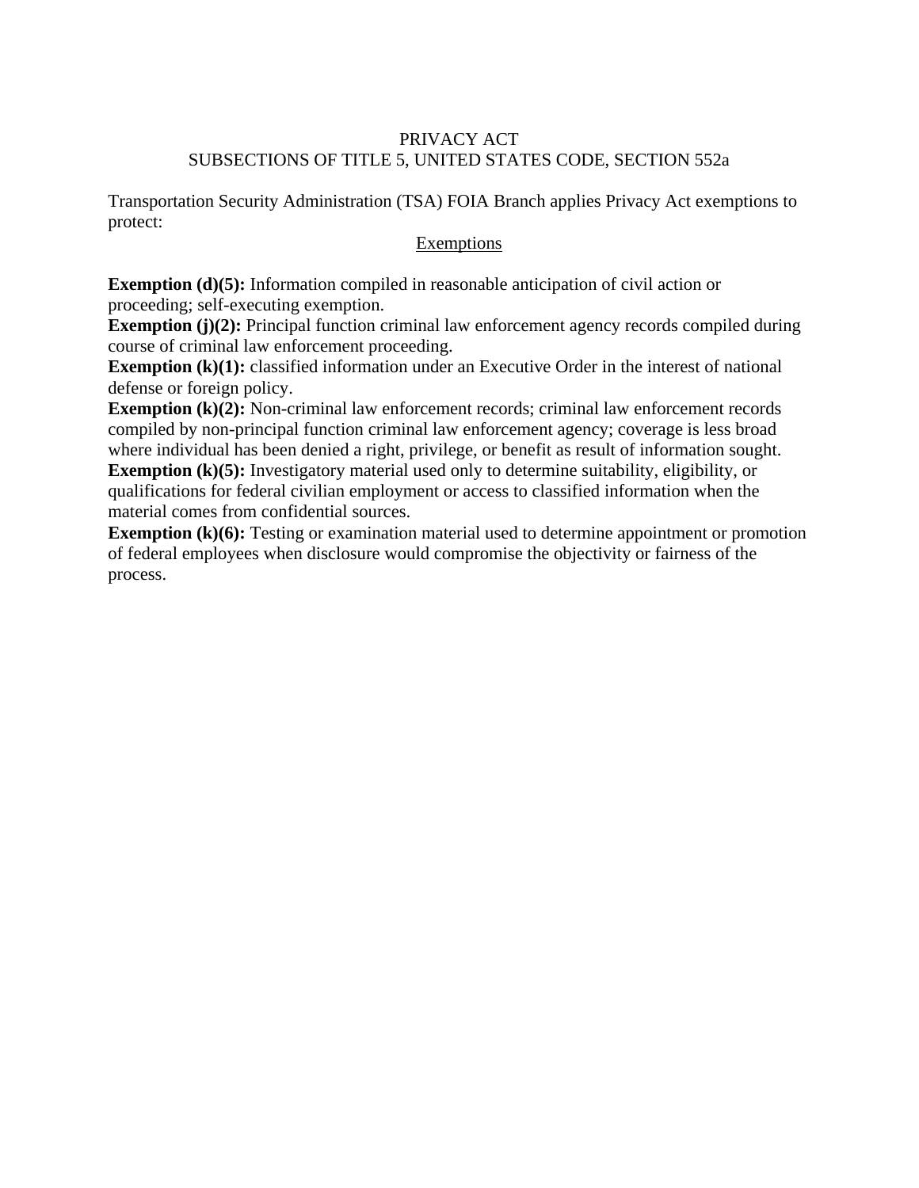# PRIVACY ACT
## SUBSECTIONS OF TITLE 5, UNITED STATES CODE, SECTION 552a

Transportation Security Administration (TSA) FOIA Branch applies Privacy Act exemptions to protect:

<u>Exemptions</u>

**Exemption (d)(5):** Information compiled in reasonable anticipation of civil action or proceeding; self-executing exemption.

**Exemption (j)(2):** Principal function criminal law enforcement agency records compiled during course of criminal law enforcement proceeding.

**Exemption (k)(1):** classified information under an Executive Order in the interest of national defense or foreign policy.

**Exemption (k)(2):** Non-criminal law enforcement records; criminal law enforcement records compiled by non-principal function criminal law enforcement agency; coverage is less broad where individual has been denied a right, privilege, or benefit as result of information sought.

**Exemption (k)(5):** Investigatory material used only to determine suitability, eligibility, or qualifications for federal civilian employment or access to classified information when the material comes from confidential sources.

**Exemption (k)(6):** Testing or examination material used to determine appointment or promotion of federal employees when disclosure would compromise the objectivity or fairness of the process.